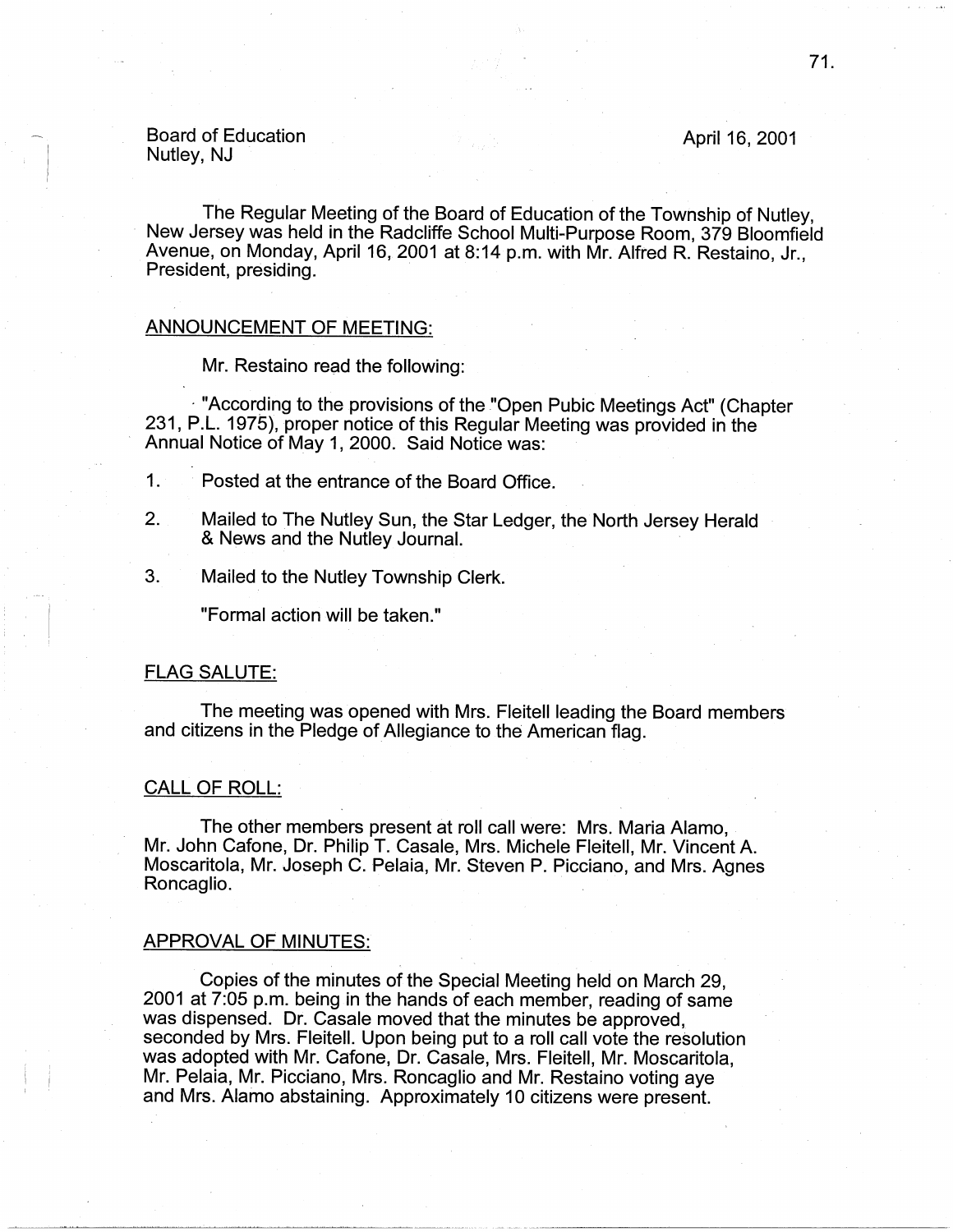Board of Education
Nutley, NJ

April 16, 2001

The Regular Meeting of the Board of Education of the Township of Nutley, New Jersey was held in the Radcliffe School Multi-Purpose Room, 379 Bloomfield Avenue, on Monday, April 16, 2001 at 8:14 p.m. with Mr. Alfred R. Restaino, Jr., President, presiding.

## ANNOUNCEMENT OF MEETING:

Mr. Restaino read the following:

"According to the provisions of the "Open Pubic Meetings Act" (Chapter 231, P.L. 1975), proper notice of this Regular Meeting was provided in the Annual Notice of May 1, 2000. Said Notice was:

1. Posted at the entrance of the Board Office.
2. Mailed to The Nutley Sun, the Star Ledger, the North Jersey Herald & News and the Nutley Journal.
3. Mailed to the Nutley Township Clerk.

"Formal action will be taken."

## FLAG SALUTE:

The meeting was opened with Mrs. Fleitell leading the Board members and citizens in the Pledge of Allegiance to the American flag.

## CALL OF ROLL:

The other members present at roll call were: Mrs. Maria Alamo, Mr. John Cafone, Dr. Philip T. Casale, Mrs. Michele Fleitell, Mr. Vincent A. Moscaritola, Mr. Joseph C. Pelaia, Mr. Steven P. Picciano, and Mrs. Agnes Roncaglio.

## APPROVAL OF MINUTES:

Copies of the minutes of the Special Meeting held on March 29, 2001 at 7:05 p.m. being in the hands of each member, reading of same was dispensed. Dr. Casale moved that the minutes be approved, seconded by Mrs. Fleitell. Upon being put to a roll call vote the resolution was adopted with Mr. Cafone, Dr. Casale, Mrs. Fleitell, Mr. Moscaritola, Mr. Pelaia, Mr. Picciano, Mrs. Roncaglio and Mr. Restaino voting aye and Mrs. Alamo abstaining. Approximately 10 citizens were present.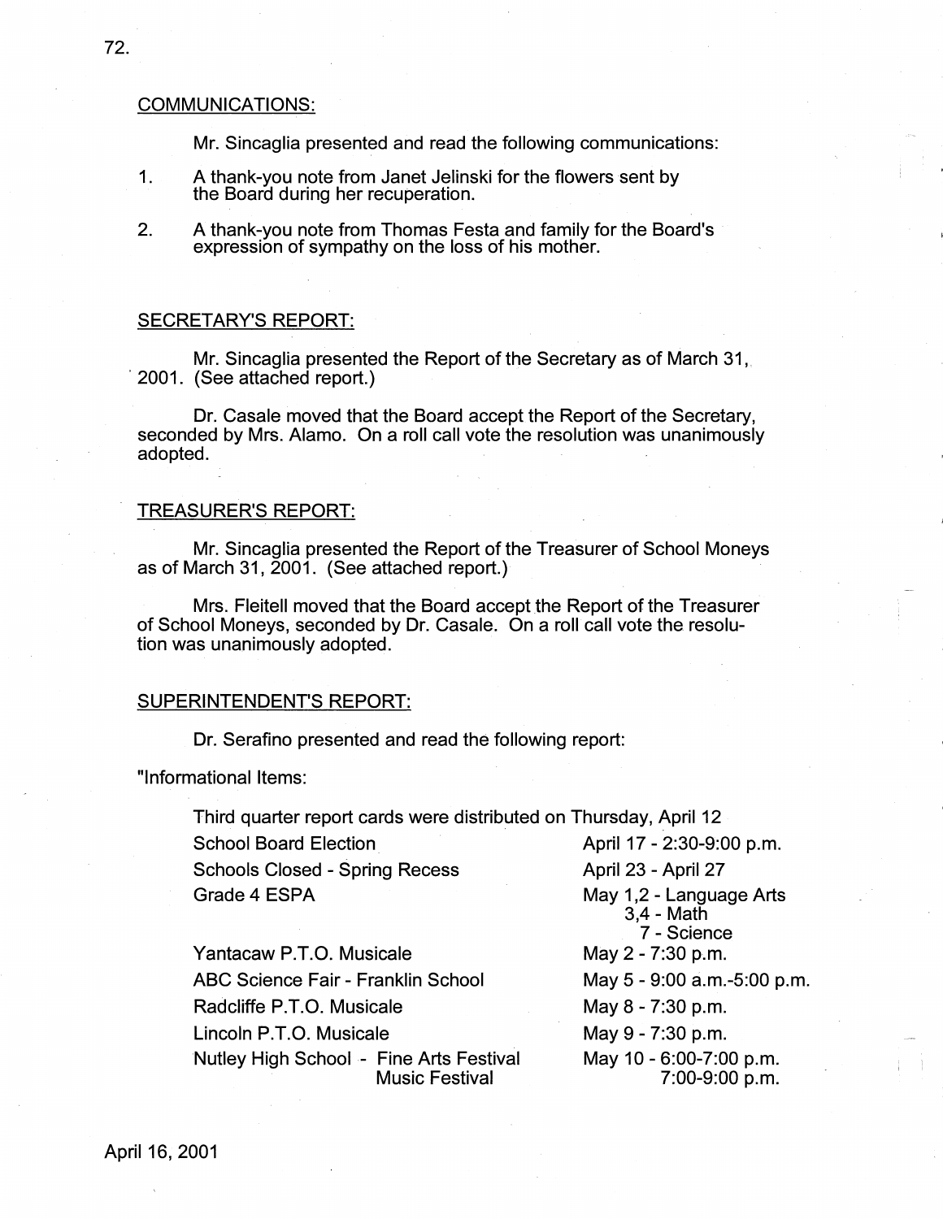## COMMUNICATIONS:

Mr. Sincaglia presented and read the following communications:

1. A thank-you note from Janet Jelinski for the flowers sent by the Board during her recuperation.
2. A thank-you note from Thomas Festa and family for the Board's expression of sympathy on the loss of his mother.

## SECRETARY'S REPORT:

Mr. Sincaglia presented the Report of the Secretary as of March 31, 2001. (See attached report.)

Dr. Casale moved that the Board accept the Report of the Secretary, seconded by Mrs. Alamo. On a roll call vote the resolution was unanimously adopted.

## TREASURER'S REPORT:

Mr. Sincaglia presented the Report of the Treasurer of School Moneys as of March 31, 2001. (See attached report.)

Mrs. Fleitell moved that the Board accept the Report of the Treasurer of School Moneys, seconded by Dr. Casale. On a roll call vote the resolution was unanimously adopted.

## SUPERINTENDENT'S REPORT:

Dr. Serafino presented and read the following report:

"Informational Items:

Third quarter report cards were distributed on Thursday, April 12

| | |
|---|---|
| School Board Election | April 17 - 2:30-9:00 p.m. |
| Schools Closed - Spring Recess | April 23 - April 27 |
| Grade 4 ESPA | May 1,2 - Language Arts<br>3,4 - Math<br>7 - Science |
| Yantacaw P.T.O. Musicale | May 2 - 7:30 p.m. |
| ABC Science Fair - Franklin School | May 5 - 9:00 a.m.-5:00 p.m. |
| Radcliffe P.T.O. Musicale | May 8 - 7:30 p.m. |
| Lincoln P.T.O. Musicale | May 9 - 7:30 p.m. |
| Nutley High School - Fine Arts Festival<br>Music Festival | May 10 - 6:00-7:00 p.m.<br>7:00-9:00 p.m. |

April 16, 2001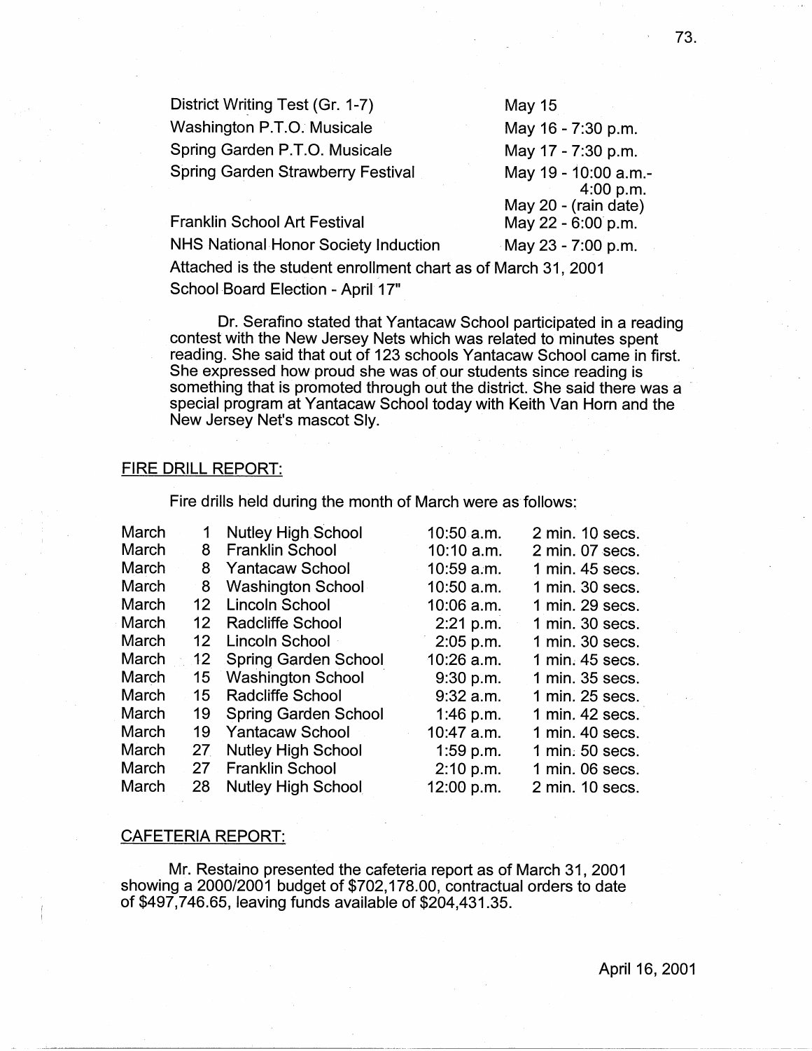| | |
|---|---|
| District Writing Test (Gr. 1-7) | May 15 |
| Washington P.T.O. Musicale | May 16 - 7:30 p.m. |
| Spring Garden P.T.O. Musicale | May 17 - 7:30 p.m. |
| Spring Garden Strawberry Festival | May 19 - 10:00 a.m.- 4:00 p.m. May 20 - (rain date) |
| Franklin School Art Festival | May 22 - 6:00 p.m. |
| NHS National Honor Society Induction | May 23 - 7:00 p.m. |

Attached is the student enrollment chart as of March 31, 2001
School Board Election - April 17"

Dr. Serafino stated that Yantacaw School participated in a reading contest with the New Jersey Nets which was related to minutes spent reading. She said that out of 123 schools Yantacaw School came in first. She expressed how proud she was of our students since reading is something that is promoted through out the district. She said there was a special program at Yantacaw School today with Keith Van Horn and the New Jersey Net's mascot Sly.

FIRE DRILL REPORT:

Fire drills held during the month of March were as follows:

| | | | | |
|---|---|---|---|---|
| March | 1 | Nutley High School | 10:50 a.m. | 2 min. 10 secs. |
| March | 8 | Franklin School | 10:10 a.m. | 2 min. 07 secs. |
| March | 8 | Yantacaw School | 10:59 a.m. | 1 min. 45 secs. |
| March | 8 | Washington School | 10:50 a.m. | 1 min. 30 secs. |
| March | 12 | Lincoln School | 10:06 a.m. | 1 min. 29 secs. |
| March | 12 | Radcliffe School | 2:21 p.m. | 1 min. 30 secs. |
| March | 12 | Lincoln School | 2:05 p.m. | 1 min. 30 secs. |
| March | 12 | Spring Garden School | 10:26 a.m. | 1 min. 45 secs. |
| March | 15 | Washington School | 9:30 p.m. | 1 min. 35 secs. |
| March | 15 | Radcliffe School | 9:32 a.m. | 1 min. 25 secs. |
| March | 19 | Spring Garden School | 1:46 p.m. | 1 min. 42 secs. |
| March | 19 | Yantacaw School | 10:47 a.m. | 1 min. 40 secs. |
| March | 27 | Nutley High School | 1:59 p.m. | 1 min. 50 secs. |
| March | 27 | Franklin School | 2:10 p.m. | 1 min. 06 secs. |
| March | 28 | Nutley High School | 12:00 p.m. | 2 min. 10 secs. |

CAFETERIA REPORT:

Mr. Restaino presented the cafeteria report as of March 31, 2001 showing a 2000/2001 budget of $702,178.00, contractual orders to date of $497,746.65, leaving funds available of $204,431.35.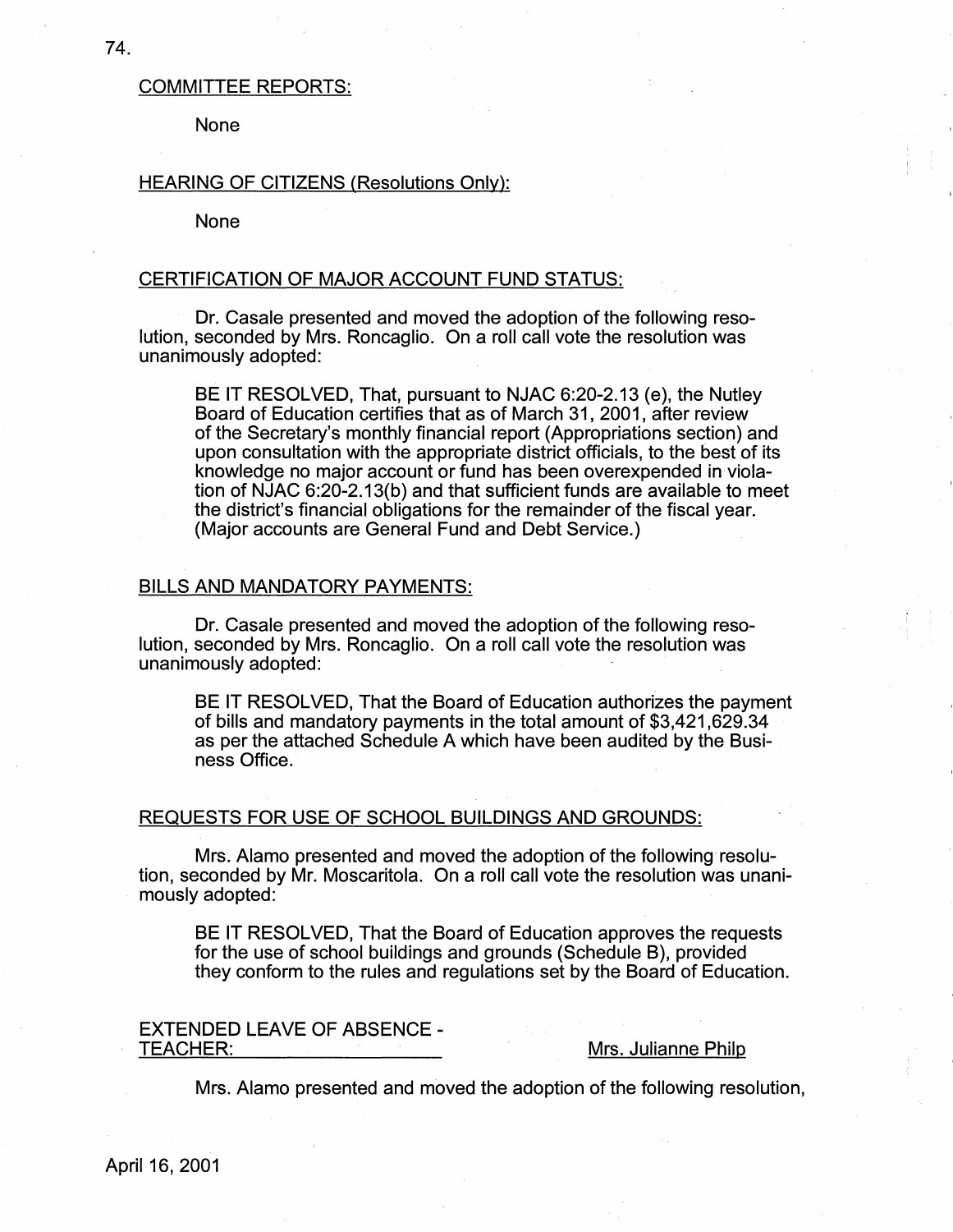COMMITTEE REPORTS:

None

HEARING OF CITIZENS (Resolutions Only):

None

CERTIFICATION OF MAJOR ACCOUNT FUND STATUS:

Dr. Casale presented and moved the adoption of the following resolution, seconded by Mrs. Roncaglio. On a roll call vote the resolution was unanimously adopted:

> BE IT RESOLVED, That, pursuant to NJAC 6:20-2.13 (e), the Nutley Board of Education certifies that as of March 31, 2001, after review of the Secretary's monthly financial report (Appropriations section) and upon consultation with the appropriate district officials, to the best of its knowledge no major account or fund has been overexpended in violation of NJAC 6:20-2.13(b) and that sufficient funds are available to meet the district's financial obligations for the remainder of the fiscal year. (Major accounts are General Fund and Debt Service.)

BILLS AND MANDATORY PAYMENTS:

Dr. Casale presented and moved the adoption of the following resolution, seconded by Mrs. Roncaglio. On a roll call vote the resolution was unanimously adopted:

> BE IT RESOLVED, That the Board of Education authorizes the payment of bills and mandatory payments in the total amount of $3,421,629.34 as per the attached Schedule A which have been audited by the Business Office.

REQUESTS FOR USE OF SCHOOL BUILDINGS AND GROUNDS:

Mrs. Alamo presented and moved the adoption of the following resolution, seconded by Mr. Moscaritola. On a roll call vote the resolution was unanimously adopted:

> BE IT RESOLVED, That the Board of Education approves the requests for the use of school buildings and grounds (Schedule B), provided they conform to the rules and regulations set by the Board of Education.

EXTENDED LEAVE OF ABSENCE - TEACHER: Mrs. Julianne Philp

Mrs. Alamo presented and moved the adoption of the following resolution,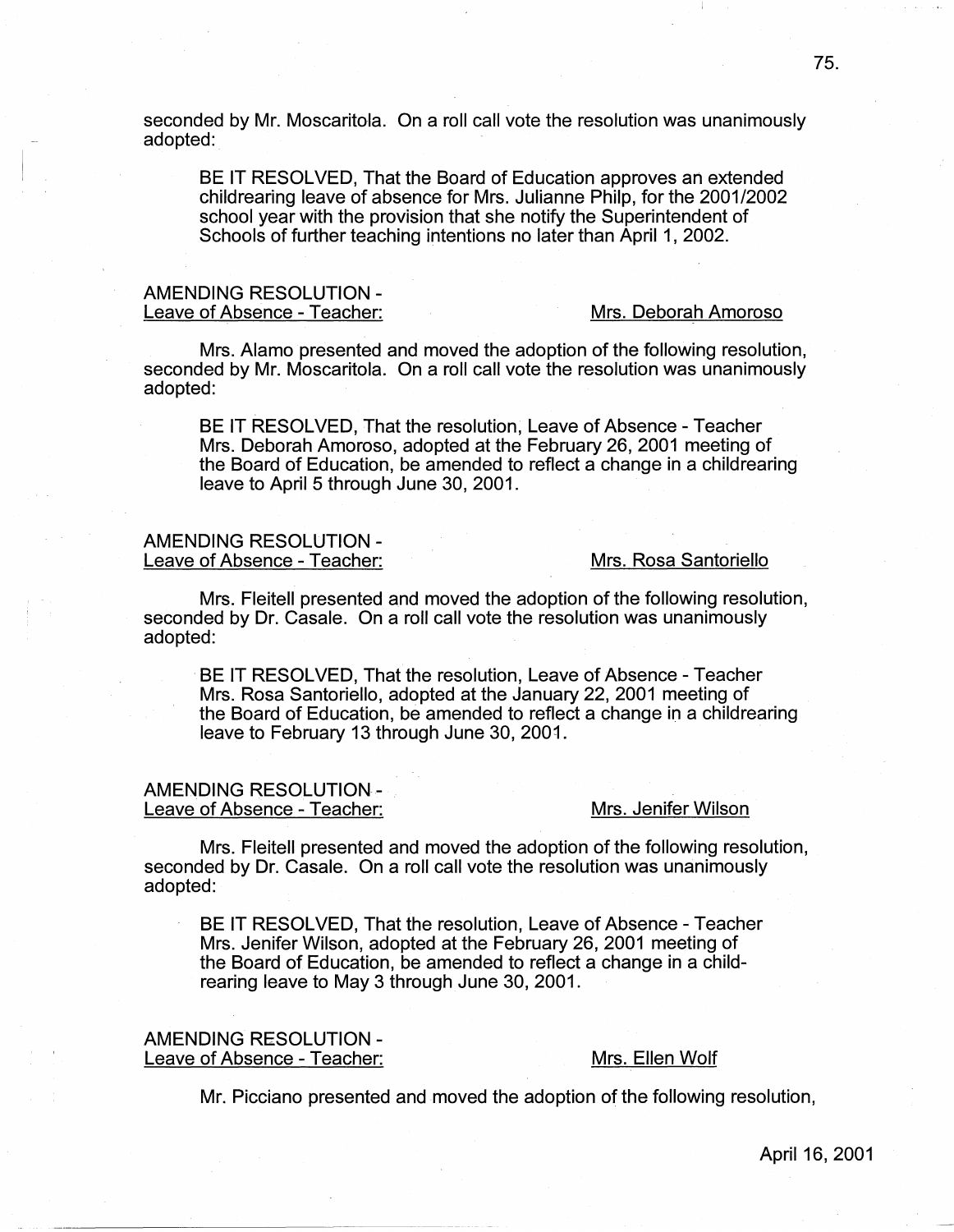seconded by Mr. Moscaritola. On a roll call vote the resolution was unanimously adopted:

> BE IT RESOLVED, That the Board of Education approves an extended childrearing leave of absence for Mrs. Julianne Philp, for the 2001/2002 school year with the provision that she notify the Superintendent of Schools of further teaching intentions no later than April 1, 2002.

AMENDING RESOLUTION -
Leave of Absence - Teacher: Mrs. Deborah Amoroso

Mrs. Alamo presented and moved the adoption of the following resolution, seconded by Mr. Moscaritola. On a roll call vote the resolution was unanimously adopted:

> BE IT RESOLVED, That the resolution, Leave of Absence - Teacher Mrs. Deborah Amoroso, adopted at the February 26, 2001 meeting of the Board of Education, be amended to reflect a change in a childrearing leave to April 5 through June 30, 2001.

AMENDING RESOLUTION -
Leave of Absence - Teacher: Mrs. Rosa Santoriello

Mrs. Fleitell presented and moved the adoption of the following resolution, seconded by Dr. Casale. On a roll call vote the resolution was unanimously adopted:

> BE IT RESOLVED, That the resolution, Leave of Absence - Teacher Mrs. Rosa Santoriello, adopted at the January 22, 2001 meeting of the Board of Education, be amended to reflect a change in a childrearing leave to February 13 through June 30, 2001.

AMENDING RESOLUTION -
Leave of Absence - Teacher: Mrs. Jenifer Wilson

Mrs. Fleitell presented and moved the adoption of the following resolution, seconded by Dr. Casale. On a roll call vote the resolution was unanimously adopted:

> BE IT RESOLVED, That the resolution, Leave of Absence - Teacher Mrs. Jenifer Wilson, adopted at the February 26, 2001 meeting of the Board of Education, be amended to reflect a change in a child-rearing leave to May 3 through June 30, 2001.

AMENDING RESOLUTION -
Leave of Absence - Teacher: Mrs. Ellen Wolf

Mr. Picciano presented and moved the adoption of the following resolution,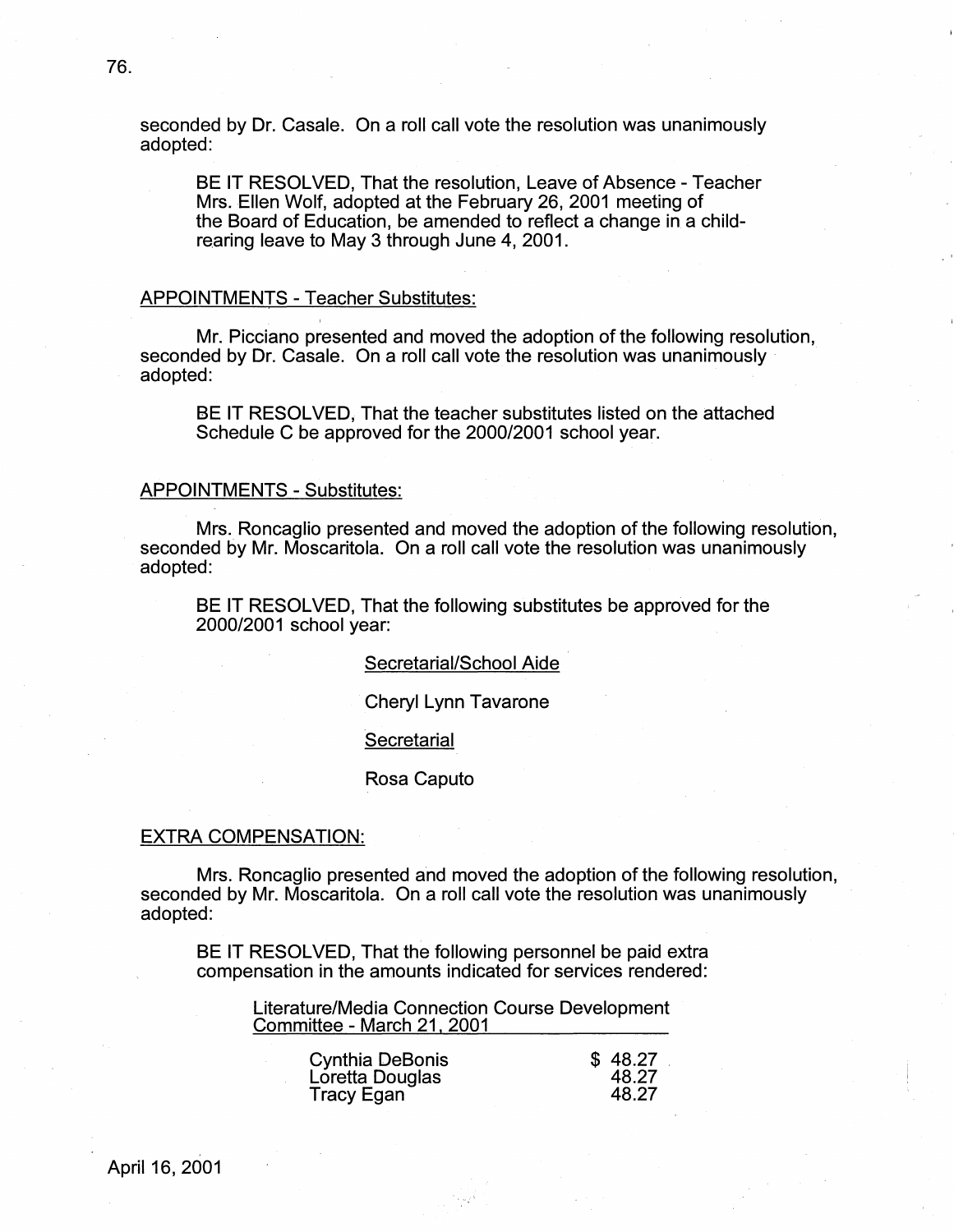seconded by Dr. Casale. On a roll call vote the resolution was unanimously adopted:

> BE IT RESOLVED, That the resolution, Leave of Absence - Teacher Mrs. Ellen Wolf, adopted at the February 26, 2001 meeting of the Board of Education, be amended to reflect a change in a child-rearing leave to May 3 through June 4, 2001.

APPOINTMENTS - Teacher Substitutes:

Mr. Picciano presented and moved the adoption of the following resolution, seconded by Dr. Casale. On a roll call vote the resolution was unanimously adopted:

> BE IT RESOLVED, That the teacher substitutes listed on the attached Schedule C be approved for the 2000/2001 school year.

APPOINTMENTS - Substitutes:

Mrs. Roncaglio presented and moved the adoption of the following resolution, seconded by Mr. Moscaritola. On a roll call vote the resolution was unanimously adopted:

> BE IT RESOLVED, That the following substitutes be approved for the 2000/2001 school year:
>
> Secretarial/School Aide
>
> Cheryl Lynn Tavarone
>
> Secretarial
>
> Rosa Caputo

EXTRA COMPENSATION:

Mrs. Roncaglio presented and moved the adoption of the following resolution, seconded by Mr. Moscaritola. On a roll call vote the resolution was unanimously adopted:

> BE IT RESOLVED, That the following personnel be paid extra compensation in the amounts indicated for services rendered:
>
> Literature/Media Connection Course Development Committee - March 21, 2001

| | |
|---|---|
| Cynthia DeBonis | $ 48.27 |
| Loretta Douglas | 48.27 |
| Tracy Egan | 48.27 |

April 16, 2001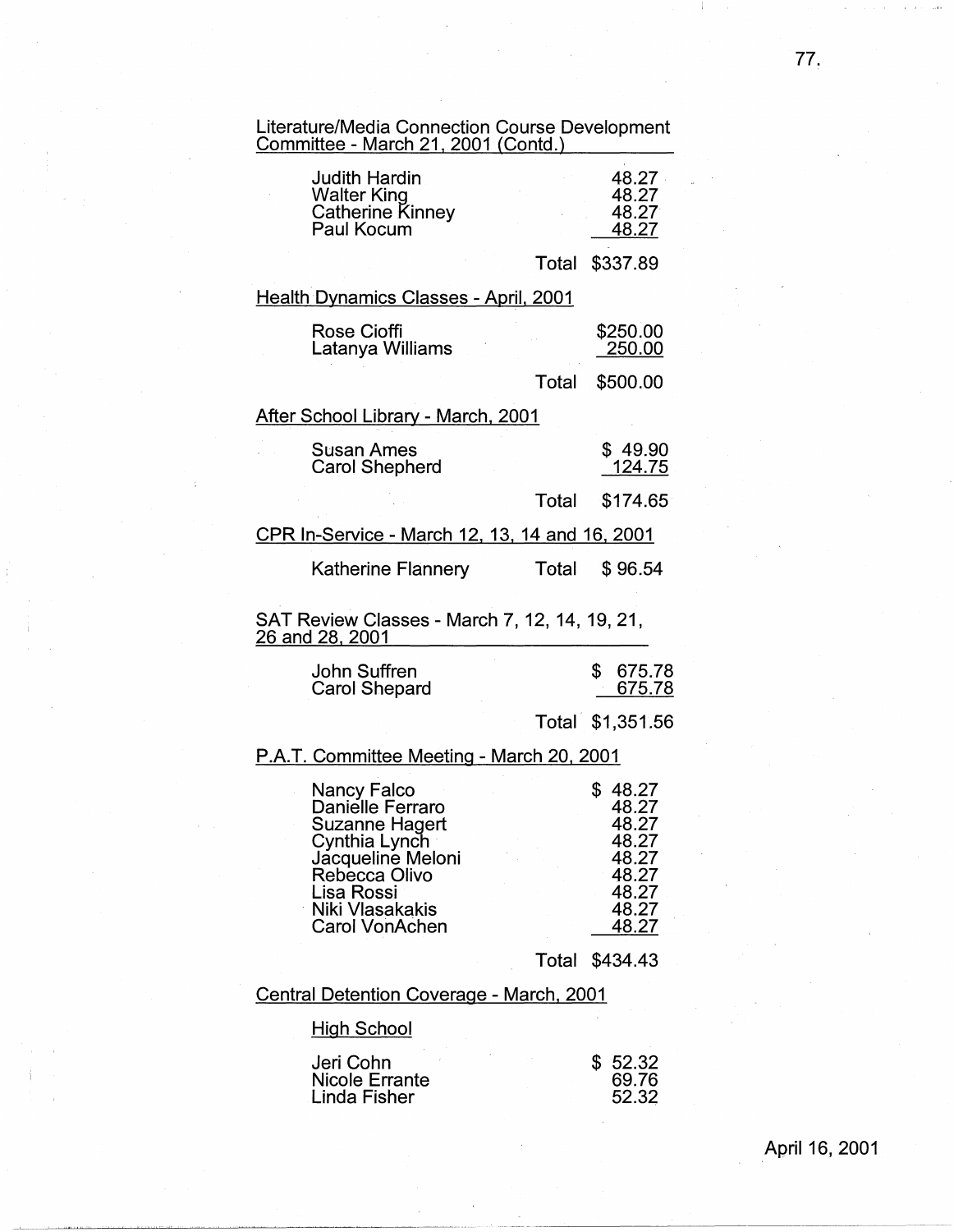<u>Literature/Media Connection Course Development Committee - March 21, 2001 (Contd.)</u>

| | | |
|---|---|---|
| Judith Hardin | | 48.27 |
| Walter King | | 48.27 |
| Catherine Kinney | | 48.27 |
| Paul Kocum | | 48.27 |
| | Total | $337.89 |

<u>Health Dynamics Classes - April, 2001</u>

| | | |
|---|---|---|
| Rose Cioffi | | $250.00 |
| Latanya Williams | | 250.00 |
| | Total | $500.00 |

<u>After School Library - March, 2001</u>

| | | |
|---|---|---|
| Susan Ames | | $ 49.90 |
| Carol Shepherd | | 124.75 |
| | Total | $174.65 |

<u>CPR In-Service - March 12, 13, 14 and 16, 2001</u>

| | | |
|---|---|---|
| Katherine Flannery | Total | $ 96.54 |

<u>SAT Review Classes - March 7, 12, 14, 19, 21, 26 and 28, 2001</u>

| | | |
|---|---|---|
| John Suffren | | $ 675.78 |
| Carol Shepard | | 675.78 |
| | Total | $1,351.56 |

<u>P.A.T. Committee Meeting - March 20, 2001</u>

| | | |
|---|---|---|
| Nancy Falco | | $ 48.27 |
| Danielle Ferraro | | 48.27 |
| Suzanne Hagert | | 48.27 |
| Cynthia Lynch | | 48.27 |
| Jacqueline Meloni | | 48.27 |
| Rebecca Olivo | | 48.27 |
| Lisa Rossi | | 48.27 |
| Niki Vlasakakis | | 48.27 |
| Carol VonAchen | | 48.27 |
| | Total | $434.43 |

<u>Central Detention Coverage - March, 2001</u>

<u>High School</u>

| | | |
|---|---|---|
| Jeri Cohn | | $ 52.32 |
| Nicole Errante | | 69.76 |
| Linda Fisher | | 52.32 |

April 16, 2001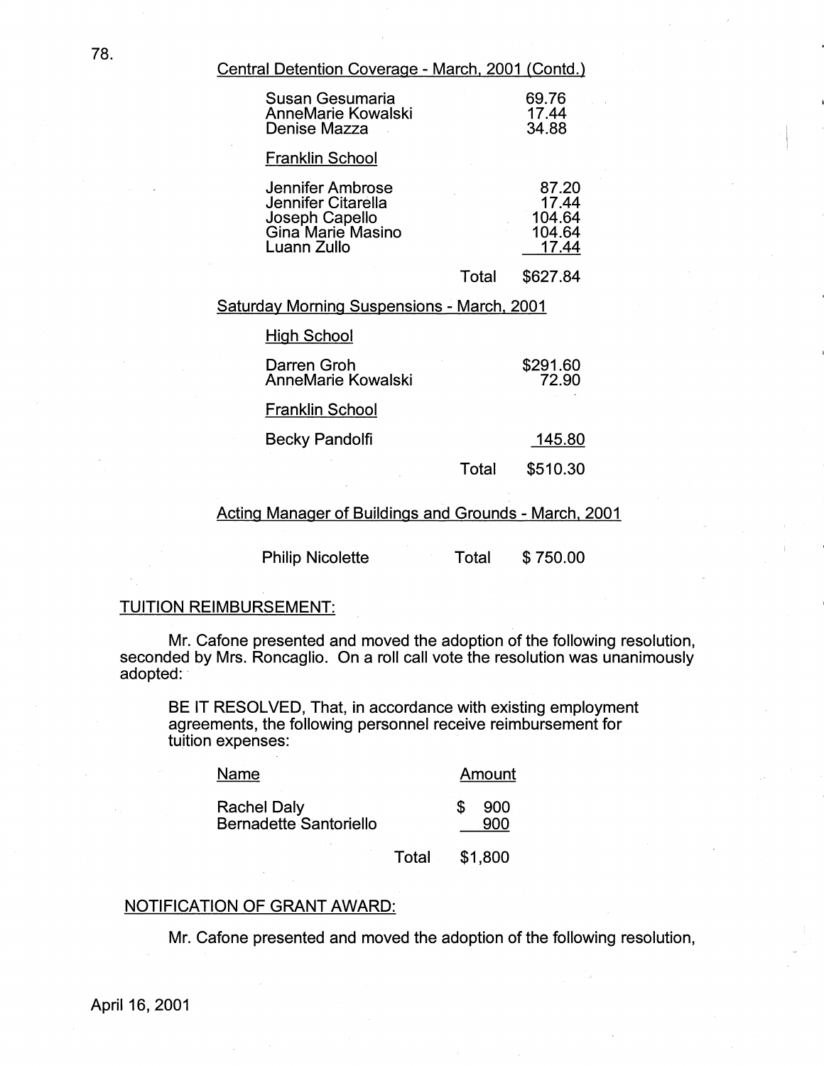Central Detention Coverage - March, 2001 (Contd.)

| | | |
|---|---|---|
| Susan Gesumaria | | 69.76 |
| AnneMarie Kowalski | | 17.44 |
| Denise Mazza | | 34.88 |
| **Franklin School** | | |
| Jennifer Ambrose | | 87.20 |
| Jennifer Citarella | | 17.44 |
| Joseph Capello | | 104.64 |
| Gina Marie Masino | | 104.64 |
| Luann Zullo | | 17.44 |
| | Total | $627.84 |

Saturday Morning Suspensions - March, 2001

| | | |
|---|---|---|
| **High School** | | |
| Darren Groh | | $291.60 |
| AnneMarie Kowalski | | 72.90 |
| **Franklin School** | | |
| Becky Pandolfi | | 145.80 |
| | Total | $510.30 |

Acting Manager of Buildings and Grounds - March, 2001

| | | |
|---|---|---|
| Philip Nicolette | Total | $ 750.00 |

TUITION REIMBURSEMENT:

Mr. Cafone presented and moved the adoption of the following resolution, seconded by Mrs. Roncaglio. On a roll call vote the resolution was unanimously adopted:

BE IT RESOLVED, That, in accordance with existing employment agreements, the following personnel receive reimbursement for tuition expenses:

| Name | | Amount |
|---|---|---|
| Rachel Daly | | $ 900 |
| Bernadette Santoriello | | 900 |
| | Total | $1,800 |

NOTIFICATION OF GRANT AWARD:

Mr. Cafone presented and moved the adoption of the following resolution,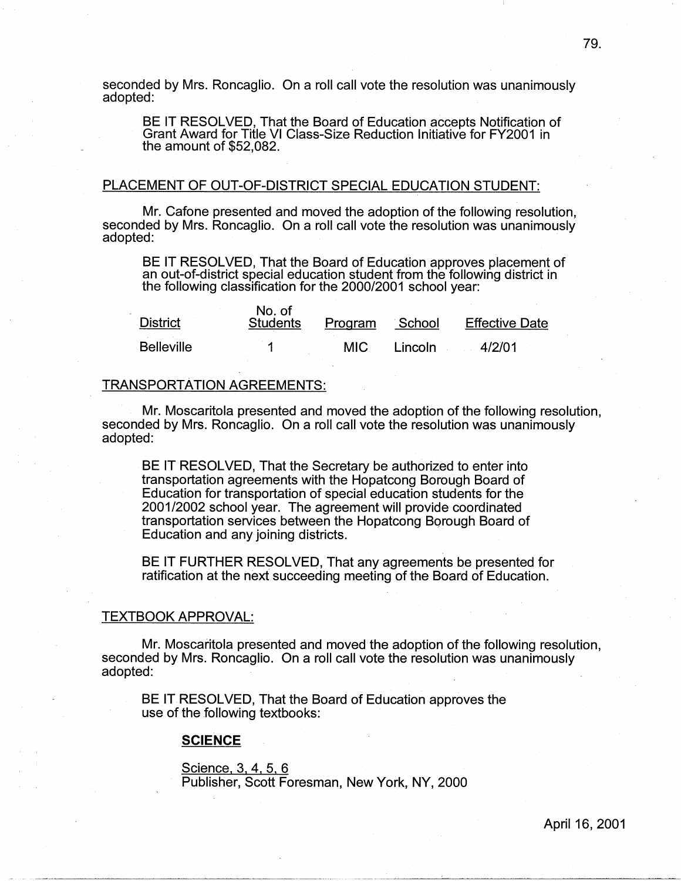seconded by Mrs. Roncaglio. On a roll call vote the resolution was unanimously adopted:

> BE IT RESOLVED, That the Board of Education accepts Notification of Grant Award for Title VI Class-Size Reduction Initiative for FY2001 in the amount of $52,082.

PLACEMENT OF OUT-OF-DISTRICT SPECIAL EDUCATION STUDENT:

Mr. Cafone presented and moved the adoption of the following resolution, seconded by Mrs. Roncaglio. On a roll call vote the resolution was unanimously adopted:

> BE IT RESOLVED, That the Board of Education approves placement of an out-of-district special education student from the following district in the following classification for the 2000/2001 school year:

| District | No. of Students | Program | School | Effective Date |
|---|---|---|---|---|
| Belleville | 1 | MIC | Lincoln | 4/2/01 |

TRANSPORTATION AGREEMENTS:

Mr. Moscaritola presented and moved the adoption of the following resolution, seconded by Mrs. Roncaglio. On a roll call vote the resolution was unanimously adopted:

> BE IT RESOLVED, That the Secretary be authorized to enter into transportation agreements with the Hopatcong Borough Board of Education for transportation of special education students for the 2001/2002 school year. The agreement will provide coordinated transportation services between the Hopatcong Borough Board of Education and any joining districts.
>
> BE IT FURTHER RESOLVED, That any agreements be presented for ratification at the next succeeding meeting of the Board of Education.

TEXTBOOK APPROVAL:

Mr. Moscaritola presented and moved the adoption of the following resolution, seconded by Mrs. Roncaglio. On a roll call vote the resolution was unanimously adopted:

> BE IT RESOLVED, That the Board of Education approves the use of the following textbooks:
>
> **SCIENCE**
>
> Science, 3, 4, 5, 6
> Publisher, Scott Foresman, New York, NY, 2000

April 16, 2001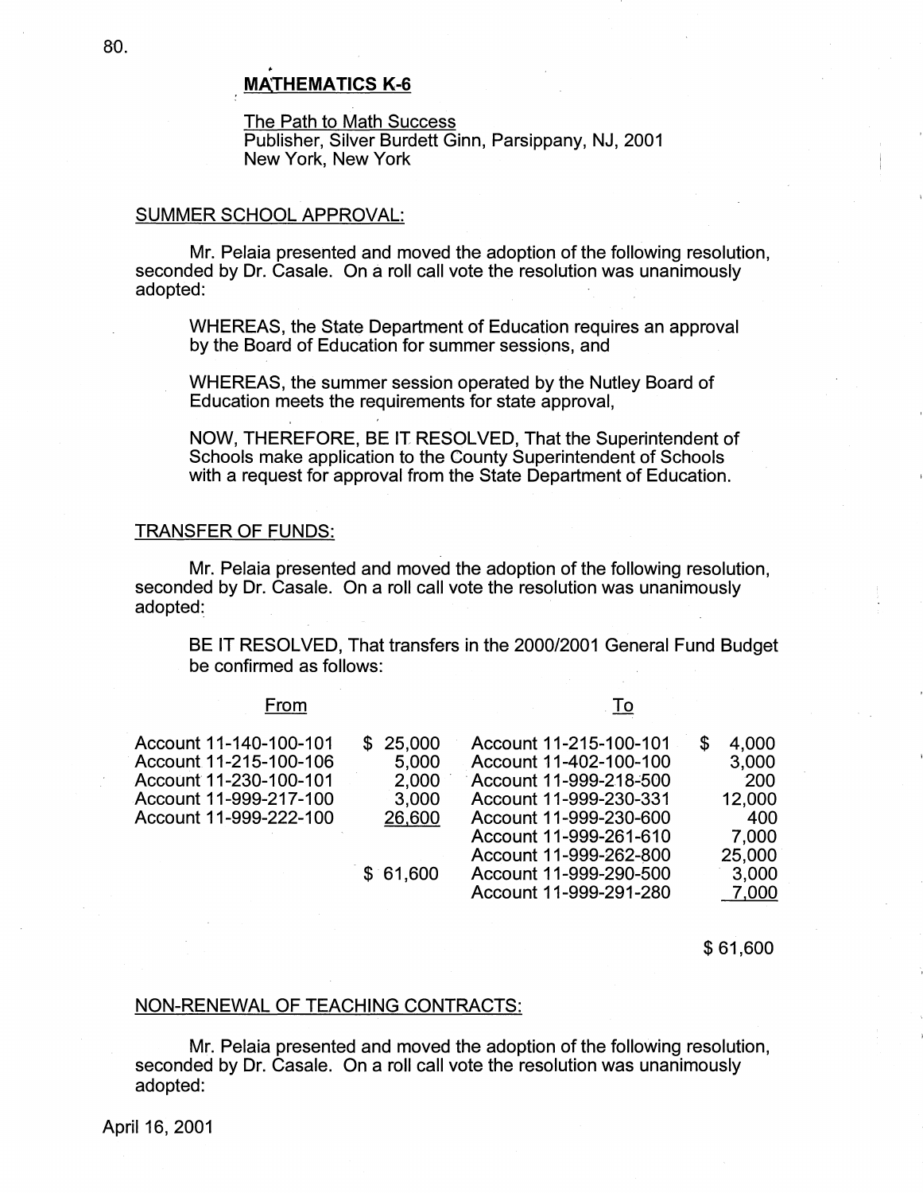## MATHEMATICS K-6

The Path to Math Success
Publisher, Silver Burdett Ginn, Parsippany, NJ, 2001
New York, New York

### SUMMER SCHOOL APPROVAL:

Mr. Pelaia presented and moved the adoption of the following resolution, seconded by Dr. Casale. On a roll call vote the resolution was unanimously adopted:

> WHEREAS, the State Department of Education requires an approval by the Board of Education for summer sessions, and
>
> WHEREAS, the summer session operated by the Nutley Board of Education meets the requirements for state approval,
>
> NOW, THEREFORE, BE IT RESOLVED, That the Superintendent of Schools make application to the County Superintendent of Schools with a request for approval from the State Department of Education.

### TRANSFER OF FUNDS:

Mr. Pelaia presented and moved the adoption of the following resolution, seconded by Dr. Casale. On a roll call vote the resolution was unanimously adopted:

> BE IT RESOLVED, That transfers in the 2000/2001 General Fund Budget be confirmed as follows:

| From | | To | |
|---|---|---|---|
| Account 11-140-100-101 | $ 25,000 | Account 11-215-100-101 | $ 4,000 |
| Account 11-215-100-106 | 5,000 | Account 11-402-100-100 | 3,000 |
| Account 11-230-100-101 | 2,000 | Account 11-999-218-500 | 200 |
| Account 11-999-217-100 | 3,000 | Account 11-999-230-331 | 12,000 |
| Account 11-999-222-100 | 26,600 | Account 11-999-230-600 | 400 |
| | | Account 11-999-261-610 | 7,000 |
| | | Account 11-999-262-800 | 25,000 |
| | $ 61,600 | Account 11-999-290-500 | 3,000 |
| | | Account 11-999-291-280 | 7,000 |
| | | | $ 61,600 |

### NON-RENEWAL OF TEACHING CONTRACTS:

Mr. Pelaia presented and moved the adoption of the following resolution, seconded by Dr. Casale. On a roll call vote the resolution was unanimously adopted:

April 16, 2001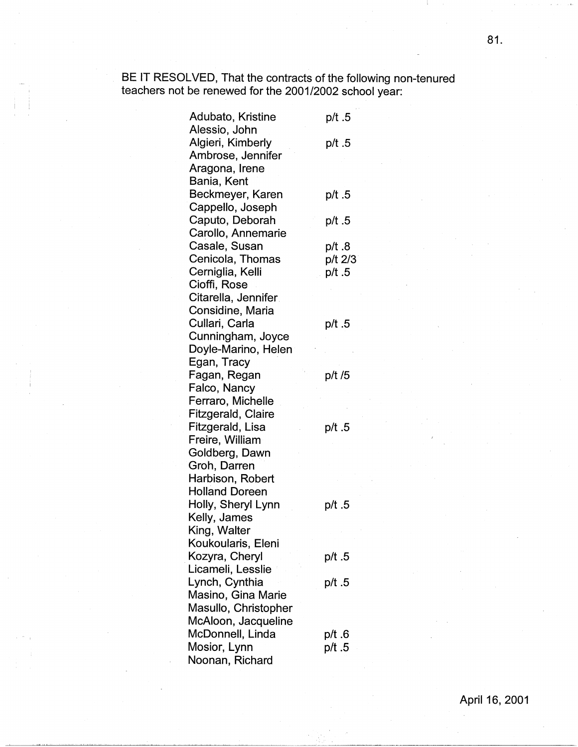BE IT RESOLVED, That the contracts of the following non-tenured teachers not be renewed for the 2001/2002 school year:

| | |
|---|---|
| Adubato, Kristine | p/t .5 |
| Alessio, John | |
| Algieri, Kimberly | p/t .5 |
| Ambrose, Jennifer | |
| Aragona, Irene | |
| Bania, Kent | |
| Beckmeyer, Karen | p/t .5 |
| Cappello, Joseph | |
| Caputo, Deborah | p/t .5 |
| Carollo, Annemarie | |
| Casale, Susan | p/t .8 |
| Cenicola, Thomas | p/t 2/3 |
| Cerniglia, Kelli | p/t .5 |
| Cioffi, Rose | |
| Citarella, Jennifer | |
| Considine, Maria | |
| Cullari, Carla | p/t .5 |
| Cunningham, Joyce | |
| Doyle-Marino, Helen | |
| Egan, Tracy | |
| Fagan, Regan | p/t /5 |
| Falco, Nancy | |
| Ferraro, Michelle | |
| Fitzgerald, Claire | |
| Fitzgerald, Lisa | p/t .5 |
| Freire, William | |
| Goldberg, Dawn | |
| Groh, Darren | |
| Harbison, Robert | |
| Holland Doreen | |
| Holly, Sheryl Lynn | p/t .5 |
| Kelly, James | |
| King, Walter | |
| Koukoularis, Eleni | |
| Kozyra, Cheryl | p/t .5 |
| Licameli, Lesslie | |
| Lynch, Cynthia | p/t .5 |
| Masino, Gina Marie | |
| Masullo, Christopher | |
| McAloon, Jacqueline | |
| McDonnell, Linda | p/t .6 |
| Mosior, Lynn | p/t .5 |
| Noonan, Richard | |

April 16, 2001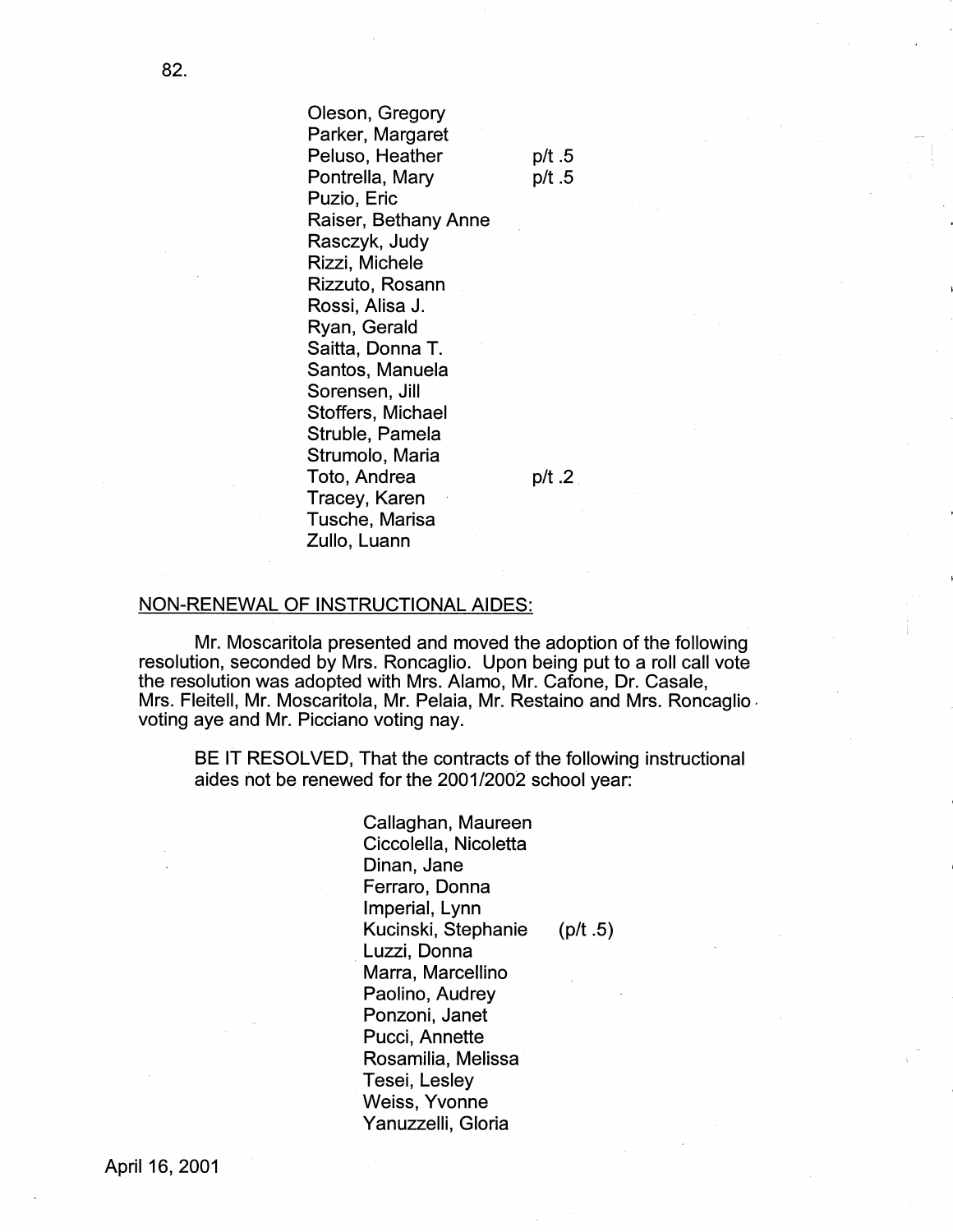Oleson, Gregory
Parker, Margaret
Peluso, Heather p/t .5
Pontrella, Mary p/t .5
Puzio, Eric
Raiser, Bethany Anne
Rasczyk, Judy
Rizzi, Michele
Rizzuto, Rosann
Rossi, Alisa J.
Ryan, Gerald
Saitta, Donna T.
Santos, Manuela
Sorensen, Jill
Stoffers, Michael
Struble, Pamela
Strumolo, Maria
Toto, Andrea p/t .2
Tracey, Karen
Tusche, Marisa
Zullo, Luann

NON-RENEWAL OF INSTRUCTIONAL AIDES:

Mr. Moscaritola presented and moved the adoption of the following resolution, seconded by Mrs. Roncaglio. Upon being put to a roll call vote the resolution was adopted with Mrs. Alamo, Mr. Cafone, Dr. Casale, Mrs. Fleitell, Mr. Moscaritola, Mr. Pelaia, Mr. Restaino and Mrs. Roncaglio voting aye and Mr. Picciano voting nay.

BE IT RESOLVED, That the contracts of the following instructional aides not be renewed for the 2001/2002 school year:

Callaghan, Maureen
Ciccolella, Nicoletta
Dinan, Jane
Ferraro, Donna
Imperial, Lynn
Kucinski, Stephanie (p/t .5)
Luzzi, Donna
Marra, Marcellino
Paolino, Audrey
Ponzoni, Janet
Pucci, Annette
Rosamilia, Melissa
Tesei, Lesley
Weiss, Yvonne
Yanuzzelli, Gloria

April 16, 2001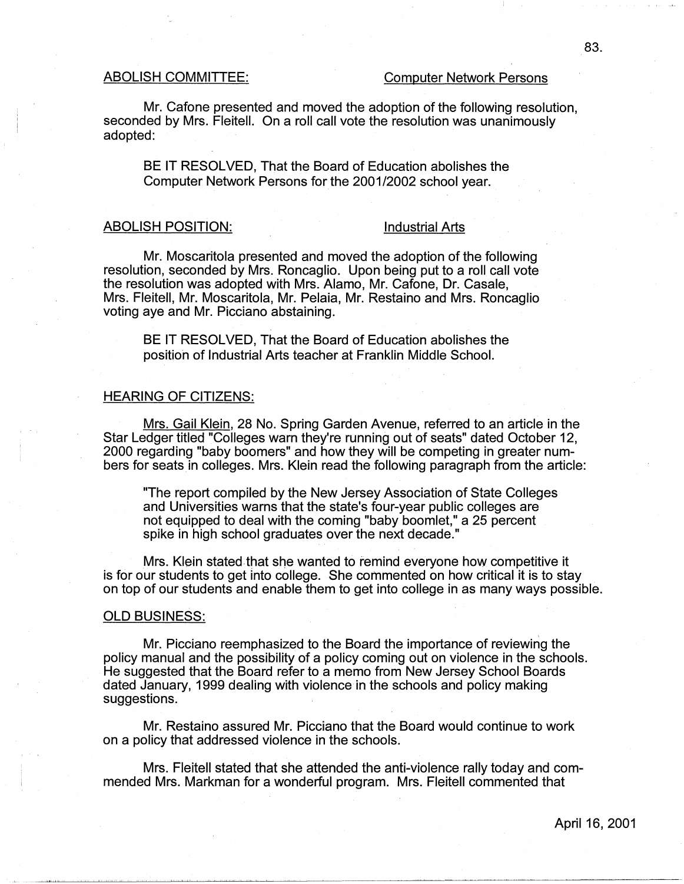ABOLISH COMMITTEE: Computer Network Persons

Mr. Cafone presented and moved the adoption of the following resolution, seconded by Mrs. Fleitell. On a roll call vote the resolution was unanimously adopted:

> BE IT RESOLVED, That the Board of Education abolishes the Computer Network Persons for the 2001/2002 school year.

ABOLISH POSITION: Industrial Arts

Mr. Moscaritola presented and moved the adoption of the following resolution, seconded by Mrs. Roncaglio. Upon being put to a roll call vote the resolution was adopted with Mrs. Alamo, Mr. Cafone, Dr. Casale, Mrs. Fleitell, Mr. Moscaritola, Mr. Pelaia, Mr. Restaino and Mrs. Roncaglio voting aye and Mr. Picciano abstaining.

> BE IT RESOLVED, That the Board of Education abolishes the position of Industrial Arts teacher at Franklin Middle School.

HEARING OF CITIZENS:

Mrs. Gail Klein, 28 No. Spring Garden Avenue, referred to an article in the Star Ledger titled "Colleges warn they're running out of seats" dated October 12, 2000 regarding "baby boomers" and how they will be competing in greater numbers for seats in colleges. Mrs. Klein read the following paragraph from the article:

> "The report compiled by the New Jersey Association of State Colleges and Universities warns that the state's four-year public colleges are not equipped to deal with the coming "baby boomlet," a 25 percent spike in high school graduates over the next decade."

Mrs. Klein stated that she wanted to remind everyone how competitive it is for our students to get into college. She commented on how critical it is to stay on top of our students and enable them to get into college in as many ways possible.

OLD BUSINESS:

Mr. Picciano reemphasized to the Board the importance of reviewing the policy manual and the possibility of a policy coming out on violence in the schools. He suggested that the Board refer to a memo from New Jersey School Boards dated January, 1999 dealing with violence in the schools and policy making suggestions.

Mr. Restaino assured Mr. Picciano that the Board would continue to work on a policy that addressed violence in the schools.

Mrs. Fleitell stated that she attended the anti-violence rally today and commended Mrs. Markman for a wonderful program. Mrs. Fleitell commented that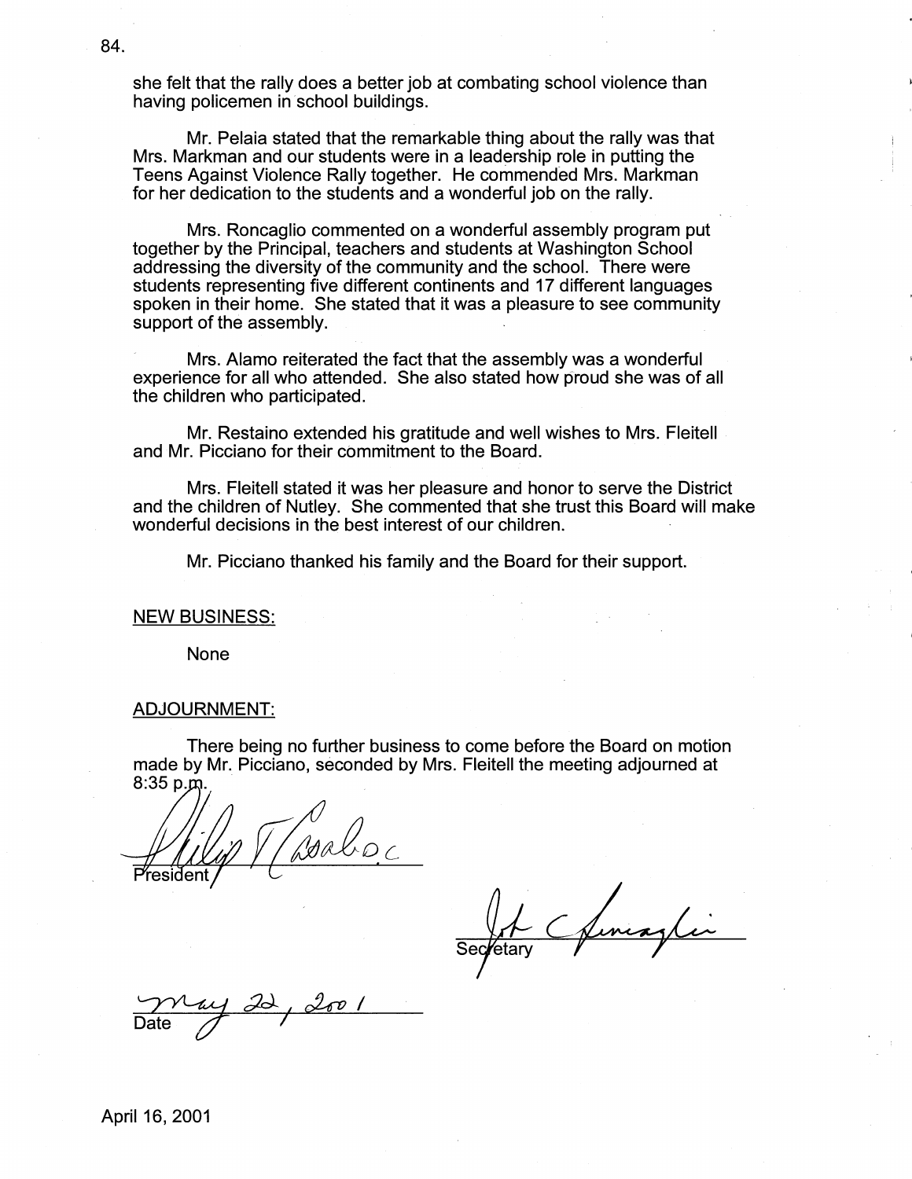she felt that the rally does a better job at combating school violence than having policemen in school buildings.

Mr. Pelaia stated that the remarkable thing about the rally was that Mrs. Markman and our students were in a leadership role in putting the Teens Against Violence Rally together. He commended Mrs. Markman for her dedication to the students and a wonderful job on the rally.

Mrs. Roncaglio commented on a wonderful assembly program put together by the Principal, teachers and students at Washington School addressing the diversity of the community and the school. There were students representing five different continents and 17 different languages spoken in their home. She stated that it was a pleasure to see community support of the assembly.

Mrs. Alamo reiterated the fact that the assembly was a wonderful experience for all who attended. She also stated how proud she was of all the children who participated.

Mr. Restaino extended his gratitude and well wishes to Mrs. Fleitell and Mr. Picciano for their commitment to the Board.

Mrs. Fleitell stated it was her pleasure and honor to serve the District and the children of Nutley. She commented that she trust this Board will make wonderful decisions in the best interest of our children.

Mr. Picciano thanked his family and the Board for their support.

NEW BUSINESS:

None

ADJOURNMENT:

There being no further business to come before the Board on motion made by Mr. Picciano, seconded by Mrs. Fleitell the meeting adjourned at 8:35 p.m.

Philip T. Casabona
President

Secretary

May 22, 2001
Date

April 16, 2001